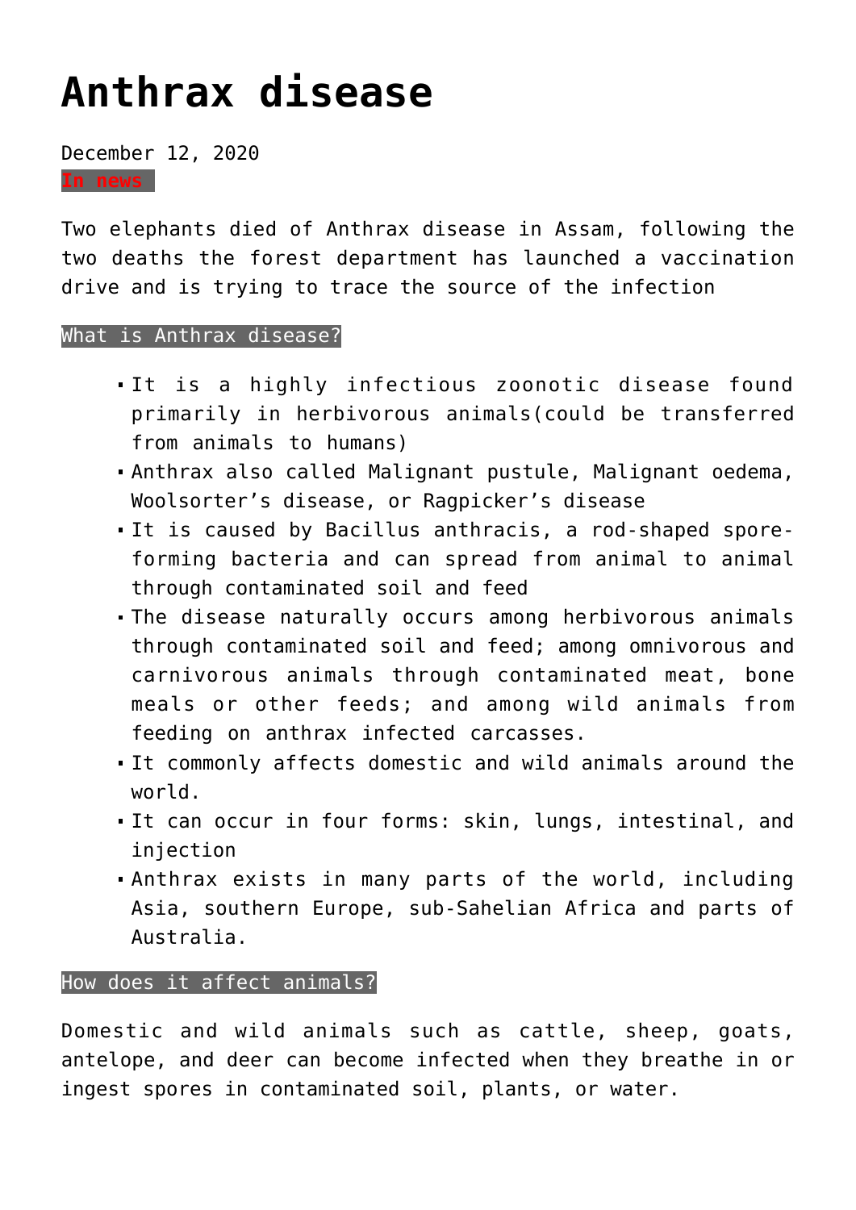# Anthrax disease

December 12, 2020

**In news**

Two elephants died of Anthrax disease in Assam, following the two deaths the forest department has launched a vaccination drive and is trying to trace the source of the infection

**What is Anthrax disease?**

- It is a highly infectious zoonotic disease found primarily in herbivorous animals(could be transferred from animals to humans)
- Anthrax also called Malignant pustule, Malignant oedema, Woolsorter's disease, or Ragpicker's disease
- It is caused by Bacillus anthracis, a rod-shaped spore-forming bacteria and can spread from animal to animal through contaminated soil and feed
- The disease naturally occurs among herbivorous animals through contaminated soil and feed; among omnivorous and carnivorous animals through contaminated meat, bone meals or other feeds; and among wild animals from feeding on anthrax infected carcasses.
- It commonly affects domestic and wild animals around the world.
- It can occur in four forms: skin, lungs, intestinal, and injection
- Anthrax exists in many parts of the world, including Asia, southern Europe, sub-Sahelian Africa and parts of Australia.

**How does it affect animals?**

Domestic and wild animals such as cattle, sheep, goats, antelope, and deer can become infected when they breathe in or ingest spores in contaminated soil, plants, or water.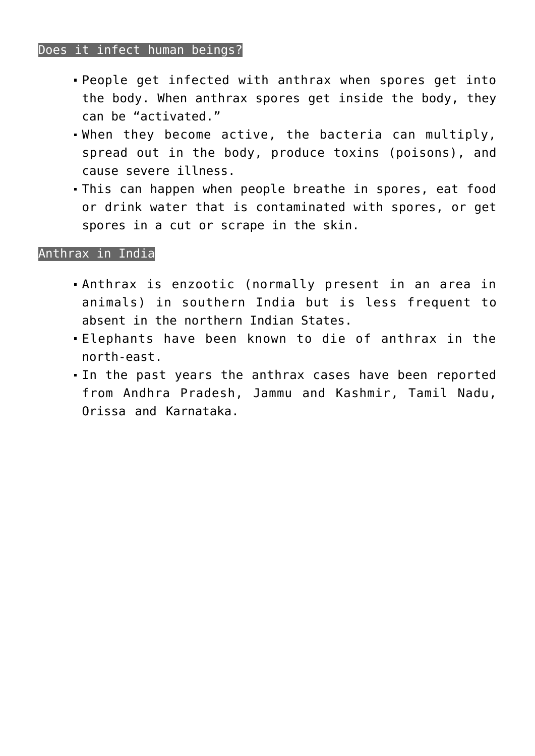## Does it infect human beings?

- People get infected with anthrax when spores get into the body. When anthrax spores get inside the body, they can be “activated.”
- When they become active, the bacteria can multiply, spread out in the body, produce toxins (poisons), and cause severe illness.
- This can happen when people breathe in spores, eat food or drink water that is contaminated with spores, or get spores in a cut or scrape in the skin.

## Anthrax in India

- Anthrax is enzootic (normally present in an area in animals) in southern India but is less frequent to absent in the northern Indian States.
- Elephants have been known to die of anthrax in the north-east.
- In the past years the anthrax cases have been reported from Andhra Pradesh, Jammu and Kashmir, Tamil Nadu, Orissa and Karnataka.